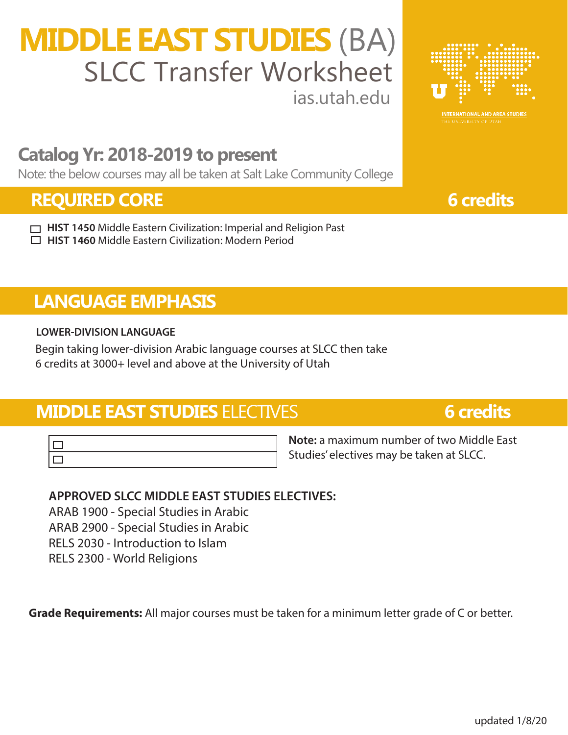# MIDDLE EAST STUDIES (BA)

## SLCC Transfer Worksheet

ias.utah.edu

INTERNATIONAL AND AREA STUDIES
THE UNIVERSITY OF UTAH

### Catalog Yr: 2018-2019 to present

Note: the below courses may all be taken at Salt Lake Community College

## REQUIRED CORE — 6 credits

- ☐ **HIST 1450** Middle Eastern Civilization: Imperial and Religion Past
- ☐ **HIST 1460** Middle Eastern Civilization: Modern Period

## LANGUAGE EMPHASIS

**LOWER-DIVISION LANGUAGE**

Begin taking lower-division Arabic language courses at SLCC then take 6 credits at 3000+ level and above at the University of Utah

## MIDDLE EAST STUDIES ELECTIVES — 6 credits

| |
|---|
| ☐ |
| ☐ |

**Note:** a maximum number of two Middle East Studies' electives may be taken at SLCC.

**APPROVED SLCC MIDDLE EAST STUDIES ELECTIVES:**

ARAB 1900 - Special Studies in Arabic
ARAB 2900 - Special Studies in Arabic
RELS 2030 - Introduction to Islam
RELS 2300 - World Religions

**Grade Requirements:** All major courses must be taken for a minimum letter grade of C or better.

updated 1/8/20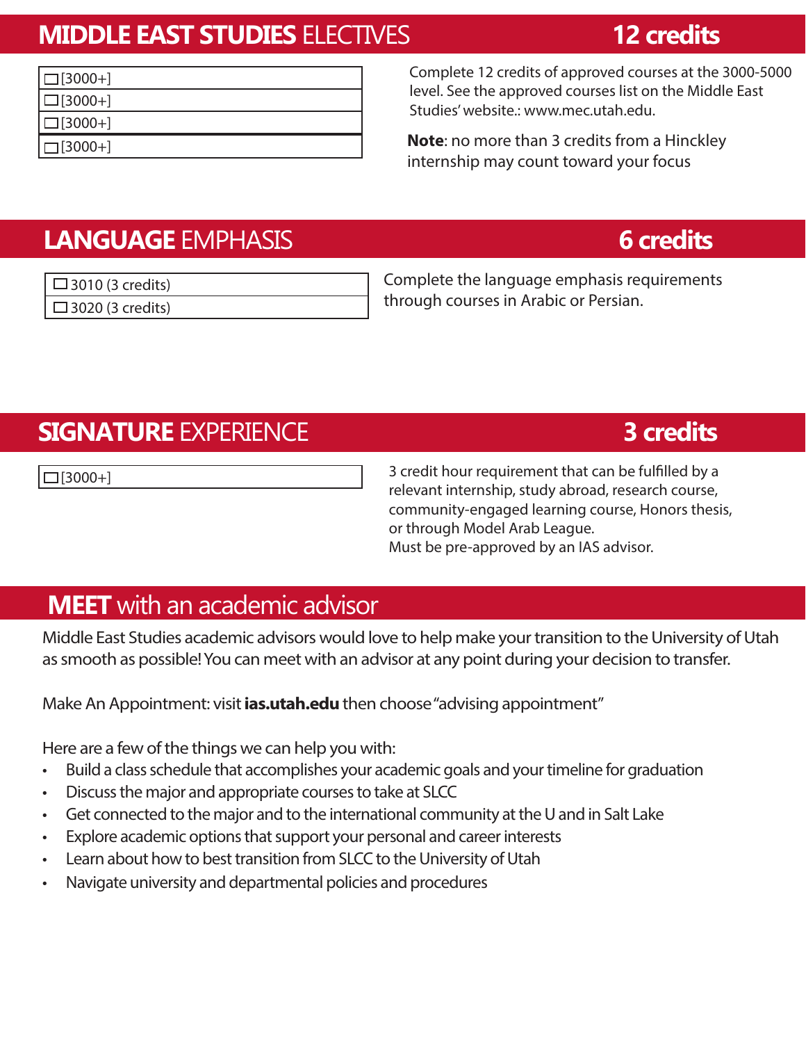## **MIDDLE EAST STUDIES** ELECTIVES — 12 credits

| |
|---|
| ☐[3000+] |
| ☐[3000+] |
| ☐[3000+] |
| ☐[3000+] |

Complete 12 credits of approved courses at the 3000-5000 level. See the approved courses list on the Middle East Studies' website.: www.mec.utah.edu.

**Note**: no more than 3 credits from a Hinckley internship may count toward your focus

## **LANGUAGE** EMPHASIS — 6 credits

| |
|---|
| ☐3010 (3 credits) |
| ☐3020 (3 credits) |

Complete the language emphasis requirements through courses in Arabic or Persian.

## **SIGNATURE** EXPERIENCE — 3 credits

| |
|---|
| ☐[3000+] |

3 credit hour requirement that can be fulfilled by a relevant internship, study abroad, research course, community-engaged learning course, Honors thesis, or through Model Arab League.
Must be pre-approved by an IAS advisor.

## **MEET** with an academic advisor

Middle East Studies academic advisors would love to help make your transition to the University of Utah as smooth as possible! You can meet with an advisor at any point during your decision to transfer.

Make An Appointment: visit **ias.utah.edu** then choose "advising appointment"

Here are a few of the things we can help you with:

- Build a class schedule that accomplishes your academic goals and your timeline for graduation
- Discuss the major and appropriate courses to take at SLCC
- Get connected to the major and to the international community at the U and in Salt Lake
- Explore academic options that support your personal and career interests
- Learn about how to best transition from SLCC to the University of Utah
- Navigate university and departmental policies and procedures